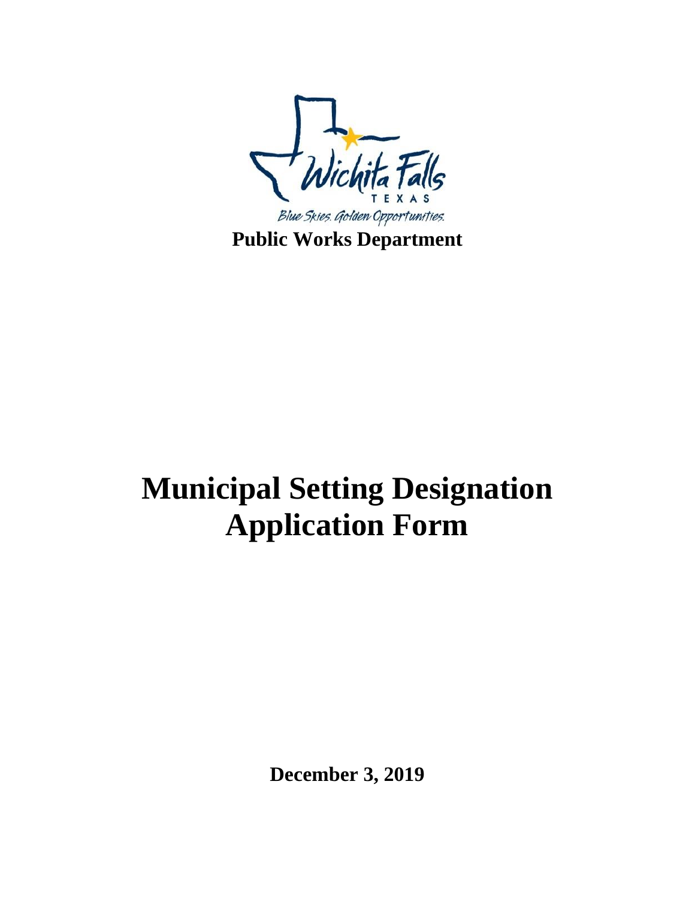Wichita Falls

TEXAS

Blue Skies. Golden Opportunities.

**Public Works Department**

# Municipal Setting Designation Application Form

**December 3, 2019**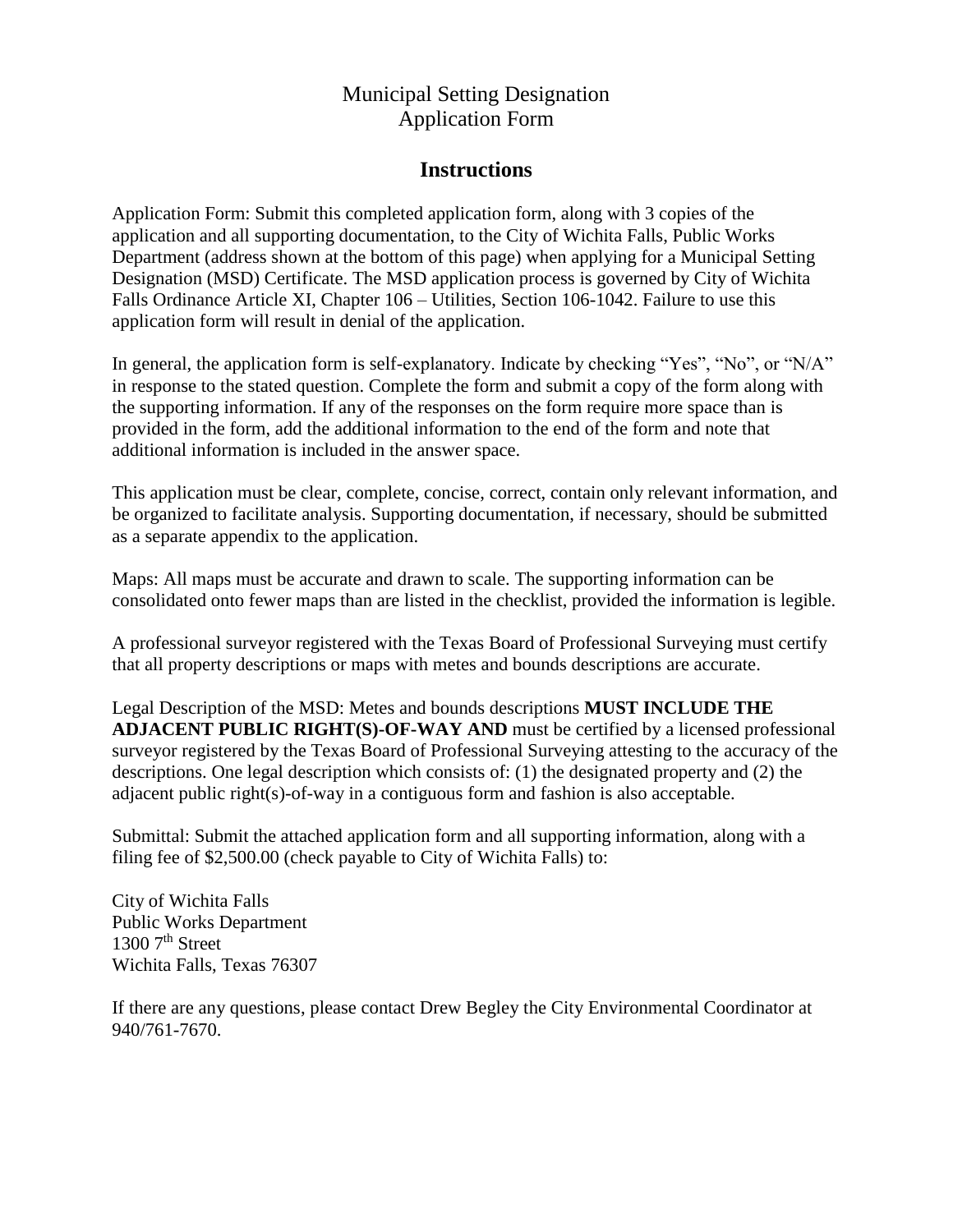# Municipal Setting Designation
# Application Form

## Instructions

Application Form: Submit this completed application form, along with 3 copies of the application and all supporting documentation, to the City of Wichita Falls, Public Works Department (address shown at the bottom of this page) when applying for a Municipal Setting Designation (MSD) Certificate. The MSD application process is governed by City of Wichita Falls Ordinance Article XI, Chapter 106 – Utilities, Section 106-1042. Failure to use this application form will result in denial of the application.

In general, the application form is self-explanatory. Indicate by checking "Yes", "No", or "N/A" in response to the stated question. Complete the form and submit a copy of the form along with the supporting information. If any of the responses on the form require more space than is provided in the form, add the additional information to the end of the form and note that additional information is included in the answer space.

This application must be clear, complete, concise, correct, contain only relevant information, and be organized to facilitate analysis. Supporting documentation, if necessary, should be submitted as a separate appendix to the application.

Maps: All maps must be accurate and drawn to scale. The supporting information can be consolidated onto fewer maps than are listed in the checklist, provided the information is legible.

A professional surveyor registered with the Texas Board of Professional Surveying must certify that all property descriptions or maps with metes and bounds descriptions are accurate.

Legal Description of the MSD: Metes and bounds descriptions **MUST INCLUDE THE ADJACENT PUBLIC RIGHT(S)-OF-WAY AND** must be certified by a licensed professional surveyor registered by the Texas Board of Professional Surveying attesting to the accuracy of the descriptions. One legal description which consists of: (1) the designated property and (2) the adjacent public right(s)-of-way in a contiguous form and fashion is also acceptable.

Submittal: Submit the attached application form and all supporting information, along with a filing fee of $2,500.00 (check payable to City of Wichita Falls) to:

City of Wichita Falls
Public Works Department
1300 7th Street
Wichita Falls, Texas 76307

If there are any questions, please contact Drew Begley the City Environmental Coordinator at 940/761-7670.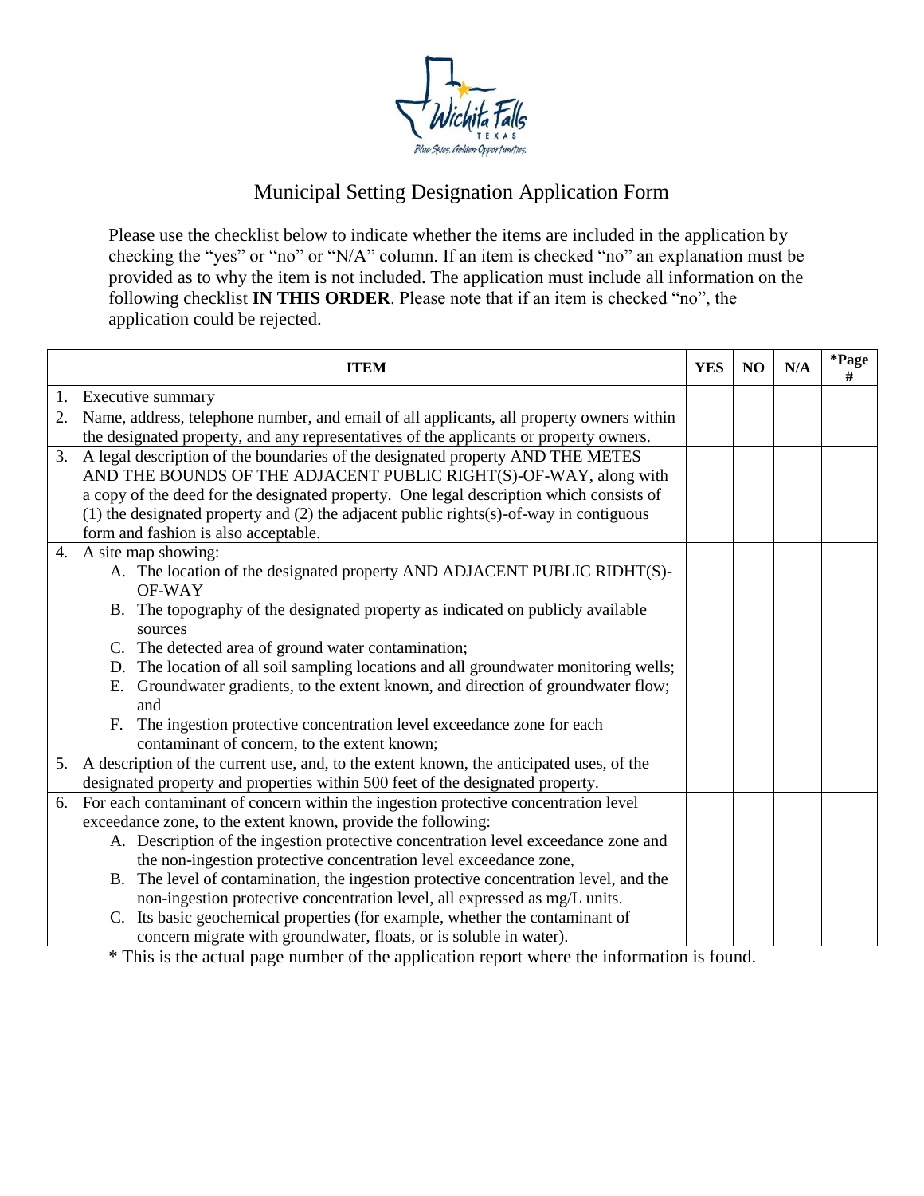# Municipal Setting Designation Application Form

Please use the checklist below to indicate whether the items are included in the application by checking the "yes" or "no" or "N/A" column. If an item is checked "no" an explanation must be provided as to why the item is not included. The application must include all information on the following checklist **IN THIS ORDER**. Please note that if an item is checked "no", the application could be rejected.

| ITEM | YES | NO | N/A | *Page # |
|---|---|---|---|---|
| 1. Executive summary | | | | |
| 2. Name, address, telephone number, and email of all applicants, all property owners within the designated property, and any representatives of the applicants or property owners. | | | | |
| 3. A legal description of the boundaries of the designated property AND THE METES AND THE BOUNDS OF THE ADJACENT PUBLIC RIGHT(S)-OF-WAY, along with a copy of the deed for the designated property. One legal description which consists of (1) the designated property and (2) the adjacent public rights(s)-of-way in contiguous form and fashion is also acceptable. | | | | |
| 4. A site map showing:<br>A. The location of the designated property AND ADJACENT PUBLIC RIDHT(S)-OF-WAY<br>B. The topography of the designated property as indicated on publicly available sources<br>C. The detected area of ground water contamination;<br>D. The location of all soil sampling locations and all groundwater monitoring wells;<br>E. Groundwater gradients, to the extent known, and direction of groundwater flow; and<br>F. The ingestion protective concentration level exceedance zone for each contaminant of concern, to the extent known; | | | | |
| 5. A description of the current use, and, to the extent known, the anticipated uses, of the designated property and properties within 500 feet of the designated property. | | | | |
| 6. For each contaminant of concern within the ingestion protective concentration level exceedance zone, to the extent known, provide the following:<br>A. Description of the ingestion protective concentration level exceedance zone and the non-ingestion protective concentration level exceedance zone,<br>B. The level of contamination, the ingestion protective concentration level, and the non-ingestion protective concentration level, all expressed as mg/L units.<br>C. Its basic geochemical properties (for example, whether the contaminant of concern migrate with groundwater, floats, or is soluble in water). | | | | |

* This is the actual page number of the application report where the information is found.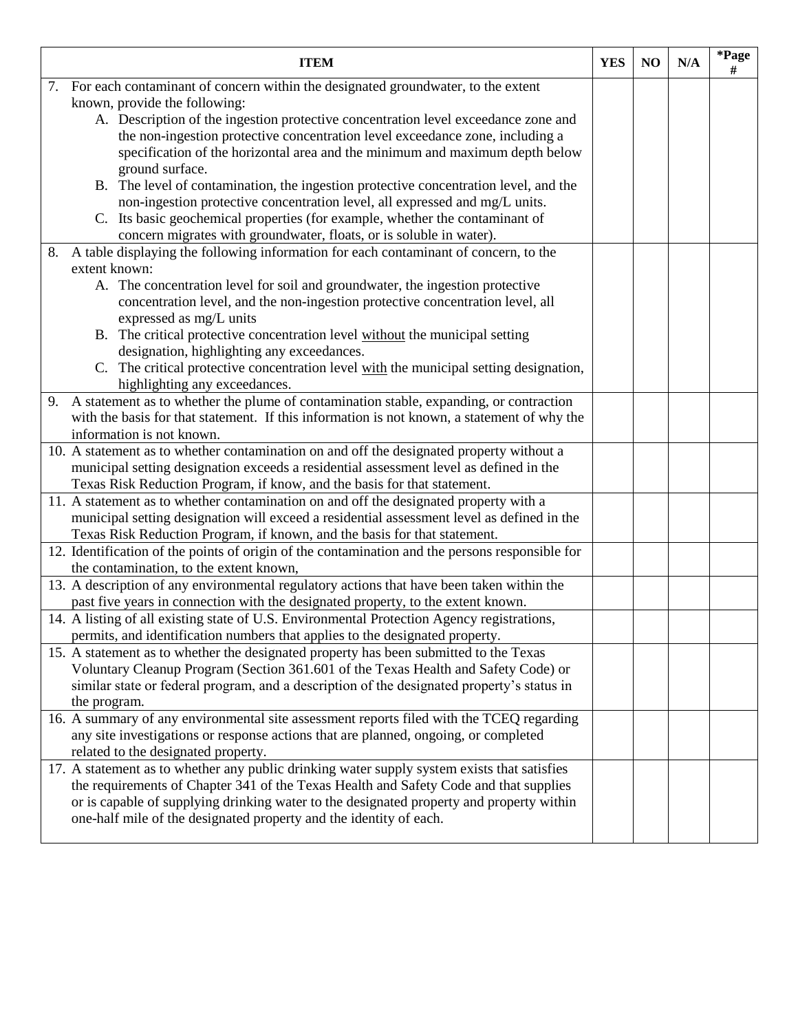| ITEM | YES | NO | N/A | *Page # |
|---|---|---|---|---|
| 7. For each contaminant of concern within the designated groundwater, to the extent known, provide the following:<br>A. Description of the ingestion protective concentration level exceedance zone and the non-ingestion protective concentration level exceedance zone, including a specification of the horizontal area and the minimum and maximum depth below ground surface.<br>B. The level of contamination, the ingestion protective concentration level, and the non-ingestion protective concentration level, all expressed and mg/L units.<br>C. Its basic geochemical properties (for example, whether the contaminant of concern migrates with groundwater, floats, or is soluble in water). | | | | |
| 8. A table displaying the following information for each contaminant of concern, to the extent known:<br>A. The concentration level for soil and groundwater, the ingestion protective concentration level, and the non-ingestion protective concentration level, all expressed as mg/L units<br>B. The critical protective concentration level <u>without</u> the municipal setting designation, highlighting any exceedances.<br>C. The critical protective concentration level <u>with</u> the municipal setting designation, highlighting any exceedances. | | | | |
| 9. A statement as to whether the plume of contamination stable, expanding, or contraction with the basis for that statement. If this information is not known, a statement of why the information is not known. | | | | |
| 10. A statement as to whether contamination on and off the designated property without a municipal setting designation exceeds a residential assessment level as defined in the Texas Risk Reduction Program, if know, and the basis for that statement. | | | | |
| 11. A statement as to whether contamination on and off the designated property with a municipal setting designation will exceed a residential assessment level as defined in the Texas Risk Reduction Program, if known, and the basis for that statement. | | | | |
| 12. Identification of the points of origin of the contamination and the persons responsible for the contamination, to the extent known, | | | | |
| 13. A description of any environmental regulatory actions that have been taken within the past five years in connection with the designated property, to the extent known. | | | | |
| 14. A listing of all existing state of U.S. Environmental Protection Agency registrations, permits, and identification numbers that applies to the designated property. | | | | |
| 15. A statement as to whether the designated property has been submitted to the Texas Voluntary Cleanup Program (Section 361.601 of the Texas Health and Safety Code) or similar state or federal program, and a description of the designated property's status in the program. | | | | |
| 16. A summary of any environmental site assessment reports filed with the TCEQ regarding any site investigations or response actions that are planned, ongoing, or completed related to the designated property. | | | | |
| 17. A statement as to whether any public drinking water supply system exists that satisfies the requirements of Chapter 341 of the Texas Health and Safety Code and that supplies or is capable of supplying drinking water to the designated property and property within one-half mile of the designated property and the identity of each. | | | | |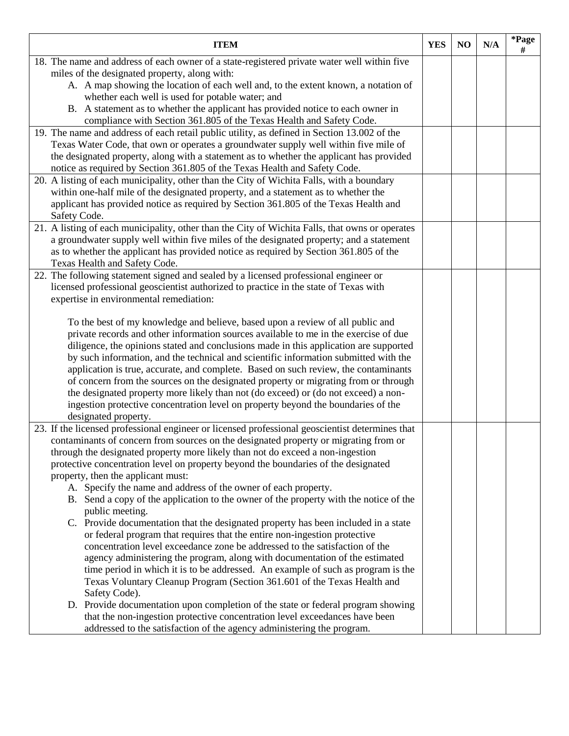| ITEM | YES | NO | N/A | *Page # |
|---|---|---|---|---|
| 18. The name and address of each owner of a state-registered private water well within five miles of the designated property, along with:<br>A. A map showing the location of each well and, to the extent known, a notation of whether each well is used for potable water; and<br>B. A statement as to whether the applicant has provided notice to each owner in compliance with Section 361.805 of the Texas Health and Safety Code. | | | | |
| 19. The name and address of each retail public utility, as defined in Section 13.002 of the Texas Water Code, that own or operates a groundwater supply well within five mile of the designated property, along with a statement as to whether the applicant has provided notice as required by Section 361.805 of the Texas Health and Safety Code. | | | | |
| 20. A listing of each municipality, other than the City of Wichita Falls, with a boundary within one-half mile of the designated property, and a statement as to whether the applicant has provided notice as required by Section 361.805 of the Texas Health and Safety Code. | | | | |
| 21. A listing of each municipality, other than the City of Wichita Falls, that owns or operates a groundwater supply well within five miles of the designated property; and a statement as to whether the applicant has provided notice as required by Section 361.805 of the Texas Health and Safety Code. | | | | |
| 22. The following statement signed and sealed by a licensed professional engineer or licensed professional geoscientist authorized to practice in the state of Texas with expertise in environmental remediation:<br><br>To the best of my knowledge and believe, based upon a review of all public and private records and other information sources available to me in the exercise of due diligence, the opinions stated and conclusions made in this application are supported by such information, and the technical and scientific information submitted with the application is true, accurate, and complete. Based on such review, the contaminants of concern from the sources on the designated property or migrating from or through the designated property more likely than not (do exceed) or (do not exceed) a non-ingestion protective concentration level on property beyond the boundaries of the designated property. | | | | |
| 23. If the licensed professional engineer or licensed professional geoscientist determines that contaminants of concern from sources on the designated property or migrating from or through the designated property more likely than not do exceed a non-ingestion protective concentration level on property beyond the boundaries of the designated property, then the applicant must:<br>A. Specify the name and address of the owner of each property.<br>B. Send a copy of the application to the owner of the property with the notice of the public meeting.<br>C. Provide documentation that the designated property has been included in a state or federal program that requires that the entire non-ingestion protective concentration level exceedance zone be addressed to the satisfaction of the agency administering the program, along with documentation of the estimated time period in which it is to be addressed. An example of such as program is the Texas Voluntary Cleanup Program (Section 361.601 of the Texas Health and Safety Code).<br>D. Provide documentation upon completion of the state or federal program showing that the non-ingestion protective concentration level exceedances have been addressed to the satisfaction of the agency administering the program. | | | | |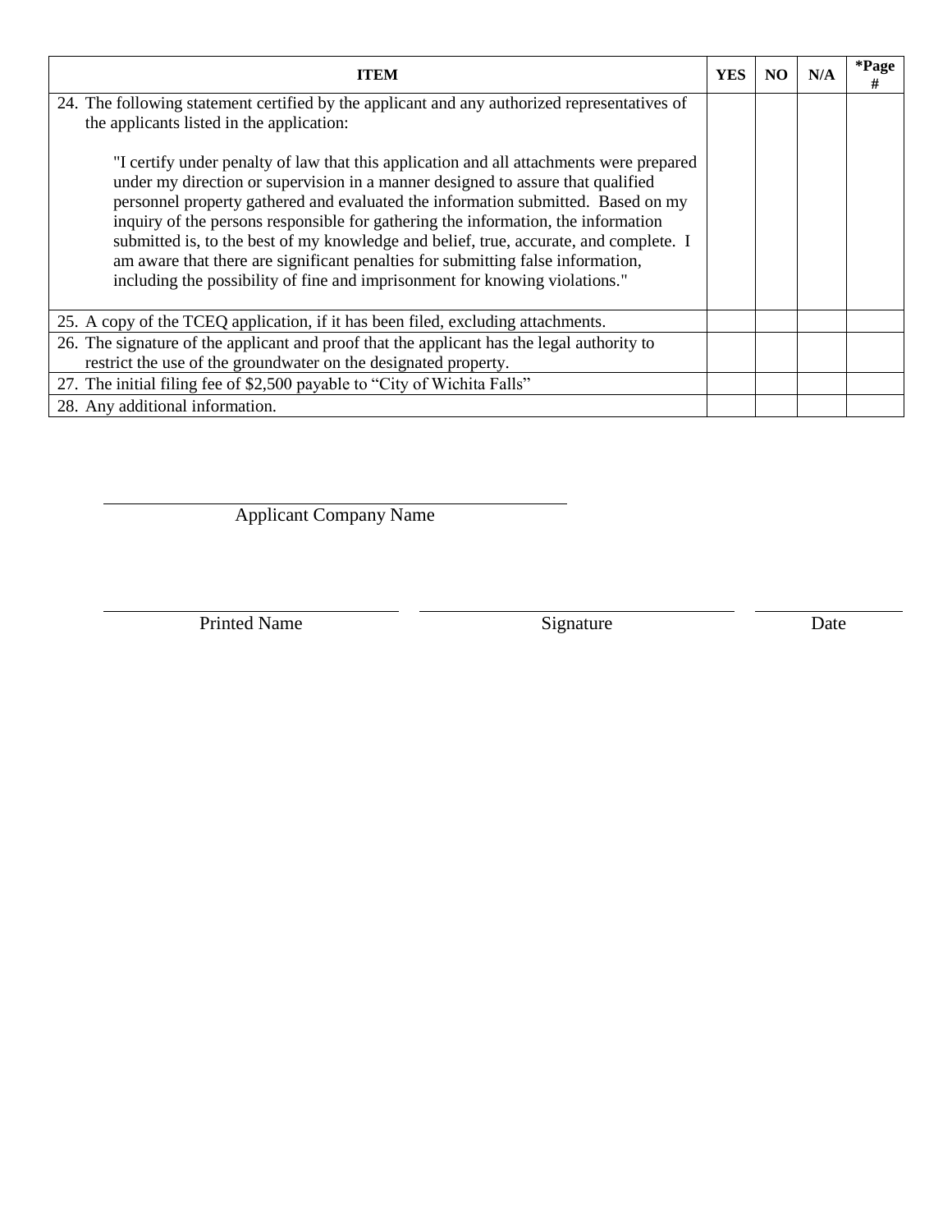| ITEM | YES | NO | N/A | *Page # |
|---|---|---|---|---|
| 24. The following statement certified by the applicant and any authorized representatives of the applicants listed in the application: "I certify under penalty of law that this application and all attachments were prepared under my direction or supervision in a manner designed to assure that qualified personnel property gathered and evaluated the information submitted. Based on my inquiry of the persons responsible for gathering the information, the information submitted is, to the best of my knowledge and belief, true, accurate, and complete. I am aware that there are significant penalties for submitting false information, including the possibility of fine and imprisonment for knowing violations." | | | | |
| 25. A copy of the TCEQ application, if it has been filed, excluding attachments. | | | | |
| 26. The signature of the applicant and proof that the applicant has the legal authority to restrict the use of the groundwater on the designated property. | | | | |
| 27. The initial filing fee of $2,500 payable to "City of Wichita Falls" | | | | |
| 28. Any additional information. | | | | |

\_\_\_\_\_\_\_\_\_\_\_\_\_\_\_\_\_\_\_\_\_\_\_\_\_\_\_\_\_\_\_\_\_\_\_\_\_\_\_\_

Applicant Company Name

\_\_\_\_\_\_\_\_\_\_\_\_\_\_\_\_\_\_\_\_\_\_\_\_\_\_ \_\_\_\_\_\_\_\_\_\_\_\_\_\_\_\_\_\_\_\_\_\_\_\_\_\_\_\_ \_\_\_\_\_\_\_\_\_\_\_\_\_

Printed Name | Signature | Date